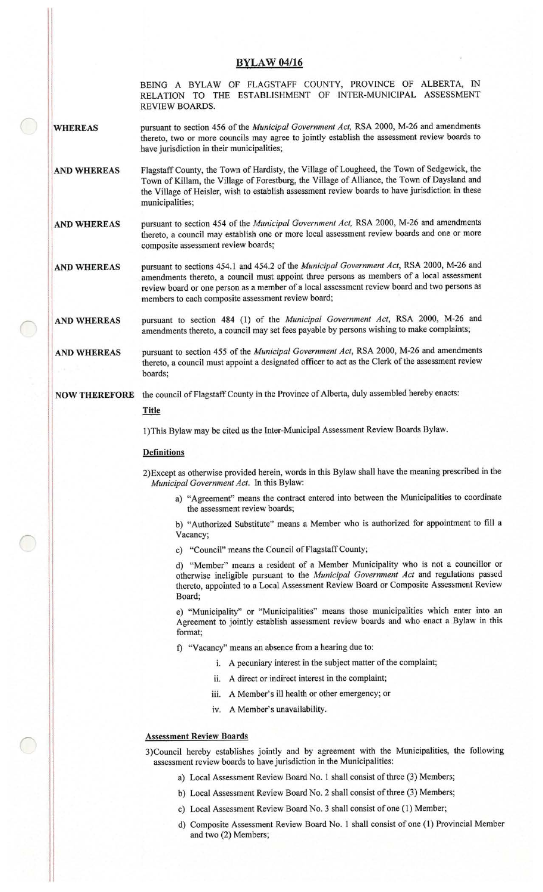# BYLAW 04/16

BEING A BYLAW OF FLAGSTAFF COUNTY, PROVINCE OF ALBERTA, IN RELATION TO THE ESTABLISHMENT OF INTER-MUNICIPAL ASSESSMENT REVIEW BOARDS.

**WHEREAS** pursuant to section 456 of the *Municipal Government Act,* RSA 2000, M-26 and amendments thereto, two or more councils may agree to jointly establish the assessment review boards to have jurisdiction in their municipalities;

**AND WHEREAS** Flagstaff County, the Town of Hardisty, the Village of Lougheed, the Town of Sedgewick, the Town of Killam, the Village of Forestburg, the Village of Alliance, the Town of Daysland and the Village of Heisler, wish to establish assessment review boards to have jurisdiction in these municipalities;

**AND WHEREAS** pursuant to section 454 of the *Municipal Government Act,* RSA 2000, M-26 and amendments thereto, a council may establish one or more local assessment review boards and one or more composite assessment review boards;

**AND WHEREAS** pursuant to sections 454.1 and 454.2 of the *Municipal Government Act*, RSA 2000, M-26 and amendments thereto, a council must appoint three persons as members of a local assessment review board or one person as a member of a local assessment review board and two persons as members to each composite assessment review board;

**AND WHEREAS** pursuant to section 484 (1) of the *Municipal Government Act*, RSA 2000, M-26 and amendments thereto, a council may set fees payable by persons wishing to make complaints;

**AND WHEREAS** pursuant to section 455 of the *Municipal Government Act*, RSA 2000, M-26 and amendments thereto, a council must appoint a designated officer to act as the Clerk of the assessment review boards;

**NOW THEREFORE** the council of Flagstaff County in the Province of Alberta, duly assembled hereby enacts:

**Title**

1)This Bylaw may be cited as the Inter-Municipal Assessment Review Boards Bylaw.

**Definitions**

2)Except as otherwise provided herein, words in this Bylaw shall have the meaning prescribed in the *Municipal Government Act.* In this Bylaw:

a) "Agreement" means the contract entered into between the Municipalities to coordinate the assessment review boards;

b) "Authorized Substitute" means a Member who is authorized for appointment to fill a Vacancy;

c) "Council" means the Council of Flagstaff County;

d) "Member" means a resident of a Member Municipality who is not a councillor or otherwise ineligible pursuant to the *Municipal Government Act* and regulations passed thereto, appointed to a Local Assessment Review Board or Composite Assessment Review Board;

e) "Municipality" or "Municipalities" means those municipalities which enter into an Agreement to jointly establish assessment review boards and who enact a Bylaw in this format;

f) "Vacancy" means an absence from a hearing due to:

i. A pecuniary interest in the subject matter of the complaint;

ii. A direct or indirect interest in the complaint;

iii. A Member's ill health or other emergency; or

iv. A Member's unavailability.

**Assessment Review Boards**

3)Council hereby establishes jointly and by agreement with the Municipalities, the following assessment review boards to have jurisdiction in the Municipalities:

a) Local Assessment Review Board No. 1 shall consist of three (3) Members;

b) Local Assessment Review Board No. 2 shall consist of three (3) Members;

c) Local Assessment Review Board No. 3 shall consist of one (1) Member;

d) Composite Assessment Review Board No. 1 shall consist of one (1) Provincial Member and two (2) Members;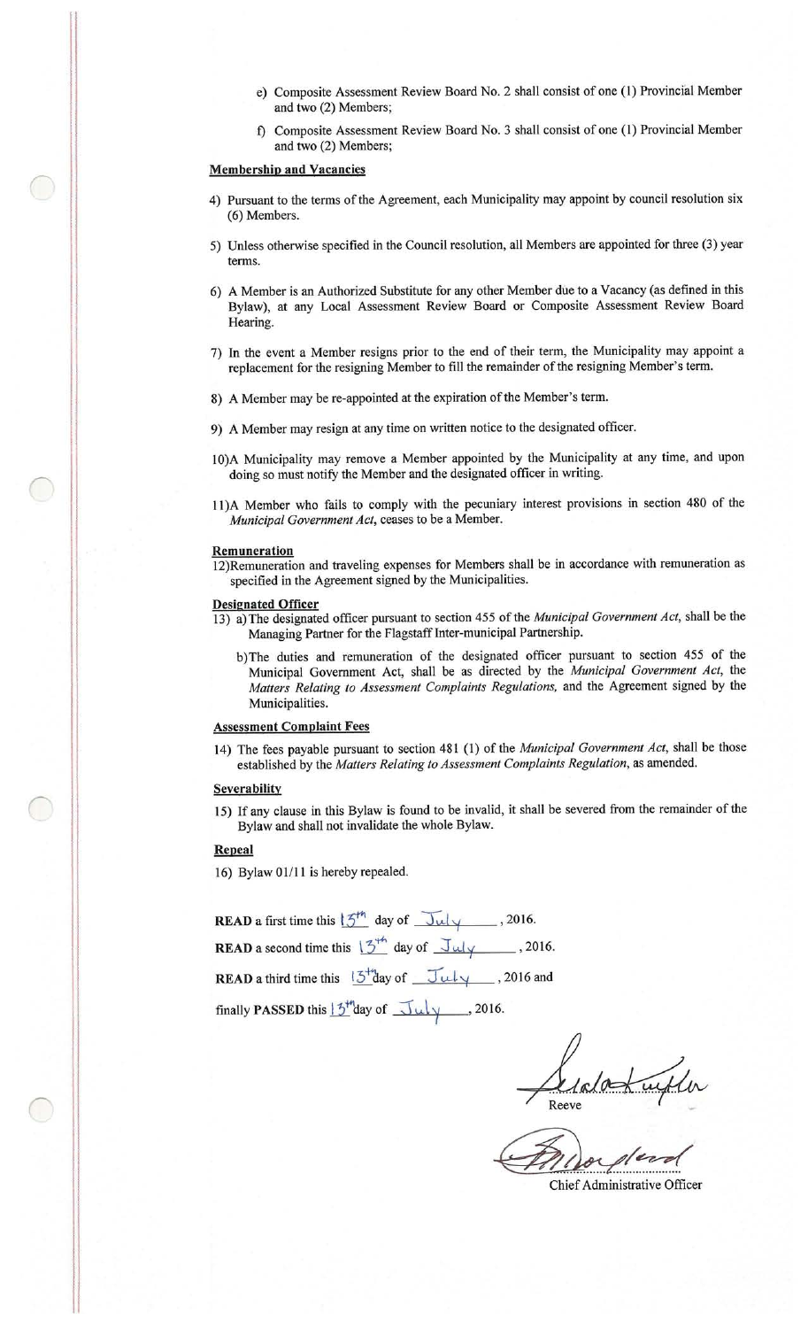e) Composite Assessment Review Board No. 2 shall consist of one (1) Provincial Member and two (2) Members;

f) Composite Assessment Review Board No. 3 shall consist of one (1) Provincial Member and two (2) Members;

**Membership and Vacancies**

4) Pursuant to the terms of the Agreement, each Municipality may appoint by council resolution six (6) Members.

5) Unless otherwise specified in the Council resolution, all Members are appointed for three (3) year terms.

6) A Member is an Authorized Substitute for any other Member due to a Vacancy (as defined in this Bylaw), at any Local Assessment Review Board or Composite Assessment Review Board Hearing.

7) In the event a Member resigns prior to the end of their term, the Municipality may appoint a replacement for the resigning Member to fill the remainder of the resigning Member's term.

8) A Member may be re-appointed at the expiration of the Member's term.

9) A Member may resign at any time on written notice to the designated officer.

10) A Municipality may remove a Member appointed by the Municipality at any time, and upon doing so must notify the Member and the designated officer in writing.

11) A Member who fails to comply with the pecuniary interest provisions in section 480 of the *Municipal Government Act*, ceases to be a Member.

**Remuneration**

12) Remuneration and traveling expenses for Members shall be in accordance with remuneration as specified in the Agreement signed by the Municipalities.

**Designated Officer**

13) a) The designated officer pursuant to section 455 of the *Municipal Government Act*, shall be the Managing Partner for the Flagstaff Inter-municipal Partnership.

b) The duties and remuneration of the designated officer pursuant to section 455 of the Municipal Government Act, shall be as directed by the *Municipal Government Act*, the *Matters Relating to Assessment Complaints Regulations*, and the Agreement signed by the Municipalities.

**Assessment Complaint Fees**

14) The fees payable pursuant to section 481 (1) of the *Municipal Government Act*, shall be those established by the *Matters Relating to Assessment Complaints Regulation*, as amended.

**Severability**

15) If any clause in this Bylaw is found to be invalid, it shall be severed from the remainder of the Bylaw and shall not invalidate the whole Bylaw.

**Repeal**

16) Bylaw 01/11 is hereby repealed.

**READ** a first time this 13th day of July, 2016.

**READ** a second time this 13th day of July, 2016.

**READ** a third time this 13th day of July, 2016 and

finally **PASSED** this 13th day of July, 2016.

Reeve

Chief Administrative Officer